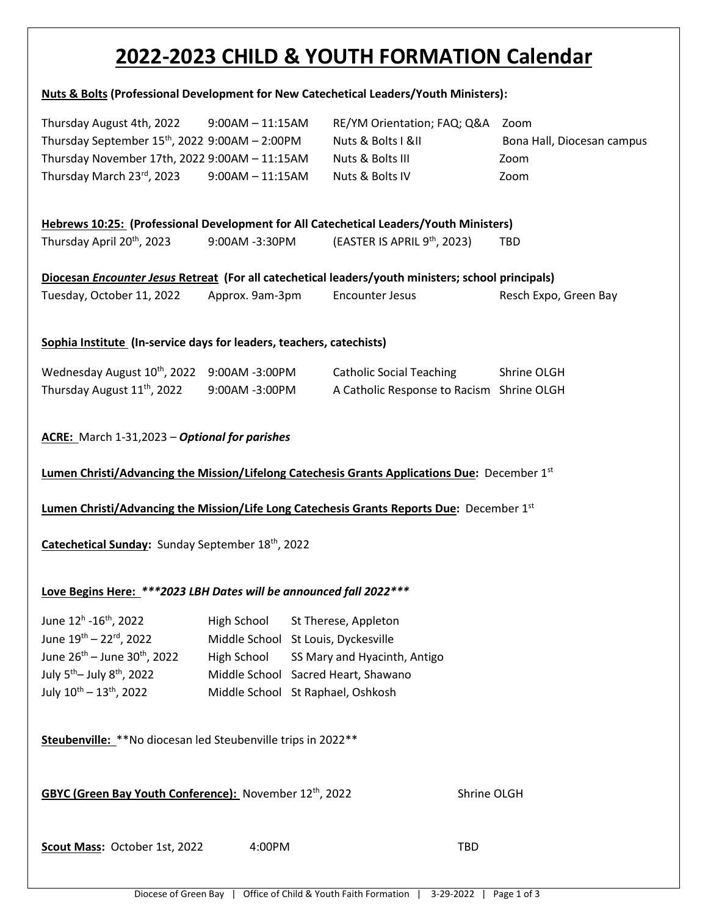# 2022-2023 CHILD & YOUTH FORMATION Calendar

**Nuts & Bolts (Professional Development for New Catechetical Leaders/Youth Ministers):**

| | | | |
|---|---|---|---|
| Thursday August 4th, 2022 | 9:00AM – 11:15AM | RE/YM Orientation; FAQ; Q&A | Zoom |
| Thursday September 15th, 2022 | 9:00AM – 2:00PM | Nuts & Bolts I &II | Bona Hall, Diocesan campus |
| Thursday November 17th, 2022 | 9:00AM – 11:15AM | Nuts & Bolts III | Zoom |
| Thursday March 23rd, 2023 | 9:00AM – 11:15AM | Nuts & Bolts IV | Zoom |

**Hebrews 10:25: (Professional Development for All Catechetical Leaders/Youth Ministers)**

| | | | |
|---|---|---|---|
| Thursday April 20th, 2023 | 9:00AM -3:30PM | (EASTER IS APRIL 9th, 2023) | TBD |

**Diocesan *Encounter Jesus* Retreat (For all catechetical leaders/youth ministers; school principals)**

| | | | |
|---|---|---|---|
| Tuesday, October 11, 2022 | Approx. 9am-3pm | Encounter Jesus | Resch Expo, Green Bay |

**Sophia Institute (In-service days for leaders, teachers, catechists)**

| | | | |
|---|---|---|---|
| Wednesday August 10th, 2022 | 9:00AM -3:00PM | Catholic Social Teaching | Shrine OLGH |
| Thursday August 11th, 2022 | 9:00AM -3:00PM | A Catholic Response to Racism | Shrine OLGH |

**ACRE:** March 1-31,2023 – ***Optional for parishes***

**Lumen Christi/Advancing the Mission/Lifelong Catechesis Grants Applications Due:** December 1st

**Lumen Christi/Advancing the Mission/Life Long Catechesis Grants Reports Due:** December 1st

**Catechetical Sunday:** Sunday September 18th, 2022

**Love Begins Here:** ***\*\*\*2023 LBH Dates will be announced fall 2022\*\*\****

| | | |
|---|---|---|
| June 12h -16th, 2022 | High School | St Therese, Appleton |
| June 19th – 22rd, 2022 | Middle School | St Louis, Dyckesville |
| June 26th – June 30th, 2022 | High School | SS Mary and Hyacinth, Antigo |
| July 5th– July 8th, 2022 | Middle School | Sacred Heart, Shawano |
| July 10th – 13th, 2022 | Middle School | St Raphael, Oshkosh |

**Steubenville:** \*\*No diocesan led Steubenville trips in 2022\*\*

**GBYC (Green Bay Youth Conference):** November 12th, 2022 — Shrine OLGH

**Scout Mass:** October 1st, 2022 — 4:00PM — TBD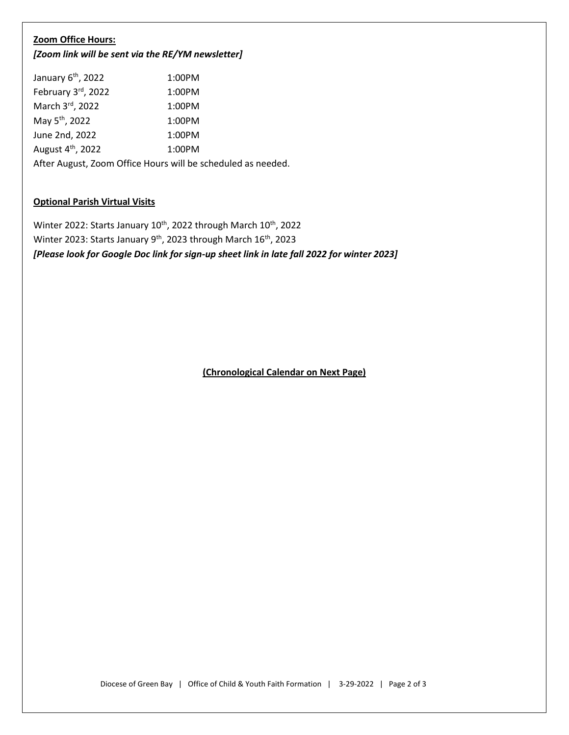**Zoom Office Hours:**

***[Zoom link will be sent via the RE/YM newsletter]***

| | |
|---|---|
| January 6th, 2022 | 1:00PM |
| February 3rd, 2022 | 1:00PM |
| March 3rd, 2022 | 1:00PM |
| May 5th, 2022 | 1:00PM |
| June 2nd, 2022 | 1:00PM |
| August 4th, 2022 | 1:00PM |

After August, Zoom Office Hours will be scheduled as needed.

**Optional Parish Virtual Visits**

Winter 2022: Starts January 10th, 2022 through March 10th, 2022

Winter 2023: Starts January 9th, 2023 through March 16th, 2023

***[Please look for Google Doc link for sign-up sheet link in late fall 2022 for winter 2023]***

**(Chronological Calendar on Next Page)**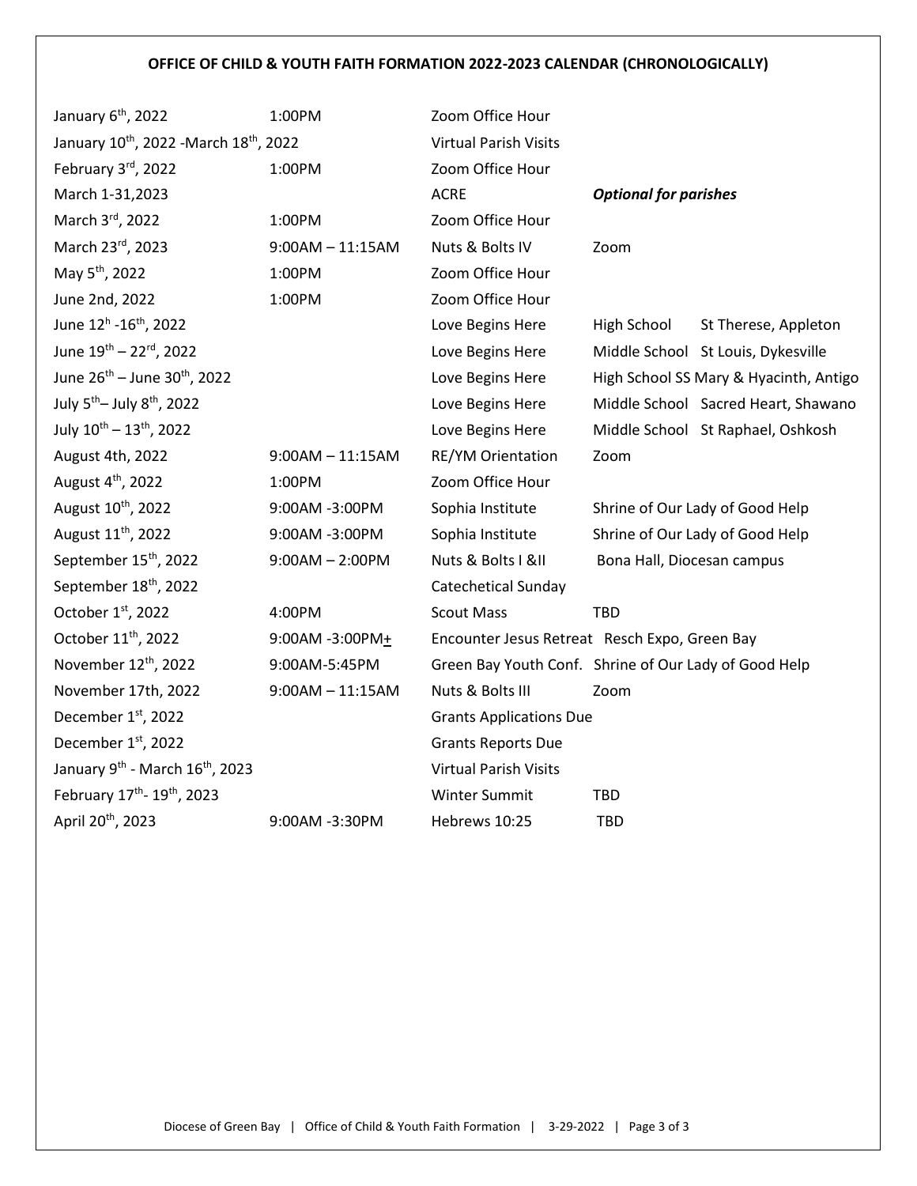**OFFICE OF CHILD & YOUTH FAITH FORMATION 2022-2023 CALENDAR (CHRONOLOGICALLY)**

| | | | | |
|---|---|---|---|---|
| January 6th, 2022 | 1:00PM | Zoom Office Hour | | |
| January 10th, 2022 -March 18th, 2022 | | Virtual Parish Visits | | |
| February 3rd, 2022 | 1:00PM | Zoom Office Hour | | |
| March 1-31,2023 | | ACRE | ***Optional for parishes*** | |
| March 3rd, 2022 | 1:00PM | Zoom Office Hour | | |
| March 23rd, 2023 | 9:00AM – 11:15AM | Nuts & Bolts IV | Zoom | |
| May 5th, 2022 | 1:00PM | Zoom Office Hour | | |
| June 2nd, 2022 | 1:00PM | Zoom Office Hour | | |
| June 12h -16th, 2022 | | Love Begins Here | High School | St Therese, Appleton |
| June 19th – 22rd, 2022 | | Love Begins Here | Middle School | St Louis, Dykesville |
| June 26th – June 30th, 2022 | | Love Begins Here | High School | SS Mary & Hyacinth, Antigo |
| July 5th– July 8th, 2022 | | Love Begins Here | Middle School | Sacred Heart, Shawano |
| July 10th – 13th, 2022 | | Love Begins Here | Middle School | St Raphael, Oshkosh |
| August 4th, 2022 | 9:00AM – 11:15AM | RE/YM Orientation | Zoom | |
| August 4th, 2022 | 1:00PM | Zoom Office Hour | | |
| August 10th, 2022 | 9:00AM -3:00PM | Sophia Institute | Shrine of Our Lady of Good Help | |
| August 11th, 2022 | 9:00AM -3:00PM | Sophia Institute | Shrine of Our Lady of Good Help | |
| September 15th, 2022 | 9:00AM – 2:00PM | Nuts & Bolts I &II | Bona Hall, Diocesan campus | |
| September 18th, 2022 | | Catechetical Sunday | | |
| October 1st, 2022 | 4:00PM | Scout Mass | TBD | |
| October 11th, 2022 | 9:00AM -3:00PM± | Encounter Jesus Retreat | Resch Expo, Green Bay | |
| November 12th, 2022 | 9:00AM-5:45PM | Green Bay Youth Conf. | Shrine of Our Lady of Good Help | |
| November 17th, 2022 | 9:00AM – 11:15AM | Nuts & Bolts III | Zoom | |
| December 1st, 2022 | | Grants Applications Due | | |
| December 1st, 2022 | | Grants Reports Due | | |
| January 9th - March 16th, 2023 | | Virtual Parish Visits | | |
| February 17th- 19th, 2023 | | Winter Summit | TBD | |
| April 20th, 2023 | 9:00AM -3:30PM | Hebrews 10:25 | TBD | |